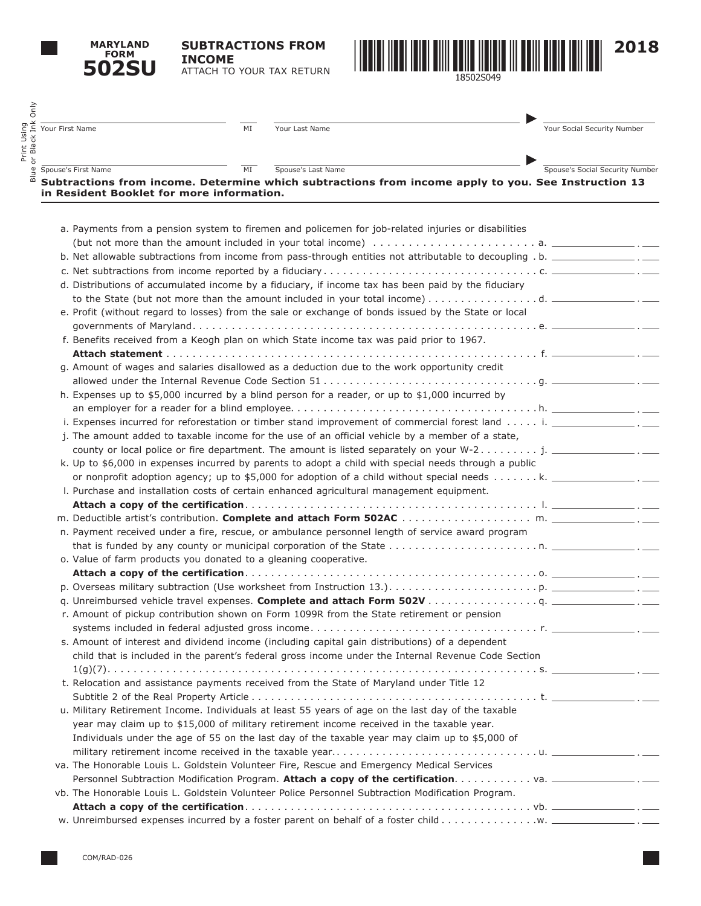# MARYLAND FORM 502SU

## SUBTRACTIONS FROM INCOME

ATTACH TO YOUR TAX RETURN

18502S049

**2018**

Print Using Blue or Black Ink Only

Your First Name ______ MI ______ Your Last Name ______ Your Social Security Number ______

Spouse's First Name ______ MI ______ Spouse's Last Name ______ Spouse's Social Security Number ______

**Subtractions from income. Determine which subtractions from income apply to you. See Instruction 13 in Resident Booklet for more information.**

a. Payments from a pension system to firemen and policemen for job-related injuries or disabilities (but not more than the amount included in your total income) . . . . . . . . . . . . . . . . . . . . . . . . a. ______ . ___

b. Net allowable subtractions from income from pass-through entities not attributable to decoupling . b. ______ . ___

c. Net subtractions from income reported by a fiduciary . . . . . . . . . . . . . . . . . . . . . . . . . . . . . . . . c. ______ . ___

d. Distributions of accumulated income by a fiduciary, if income tax has been paid by the fiduciary to the State (but not more than the amount included in your total income) . . . . . . . . . . . . . . . . . d. ______ . ___

e. Profit (without regard to losses) from the sale or exchange of bonds issued by the State or local governments of Maryland . . . . . . . . . . . . . . . . . . . . . . . . . . . . . . . . . . . . . . . . . . . . . . . . . . . e. ______ . ___

f. Benefits received from a Keogh plan on which State income tax was paid prior to 1967. **Attach statement** . . . . . . . . . . . . . . . . . . . . . . . . . . . . . . . . . . . . . . . . . . . . . . . . . . . . . . . f. ______ . ___

g. Amount of wages and salaries disallowed as a deduction due to the work opportunity credit allowed under the Internal Revenue Code Section 51 . . . . . . . . . . . . . . . . . . . . . . . . . . . . . . . . . g. ______ . ___

h. Expenses up to $5,000 incurred by a blind person for a reader, or up to $1,000 incurred by an employer for a reader for a blind employee. . . . . . . . . . . . . . . . . . . . . . . . . . . . . . . . . . . . . . h. ______ . ___

i. Expenses incurred for reforestation or timber stand improvement of commercial forest land . . . . . i. ______ . ___

j. The amount added to taxable income for the use of an official vehicle by a member of a state, county or local police or fire department. The amount is listed separately on your W-2 . . . . . . . . . j. ______ . ___

k. Up to $6,000 in expenses incurred by parents to adopt a child with special needs through a public or nonprofit adoption agency; up to $5,000 for adoption of a child without special needs . . . . . . . k. ______ . ___

l. Purchase and installation costs of certain enhanced agricultural management equipment. **Attach a copy of the certification** . . . . . . . . . . . . . . . . . . . . . . . . . . . . . . . . . . . . . . . . . . . . . l. ______ . ___

m. Deductible artist's contribution. **Complete and attach Form 502AC** . . . . . . . . . . . . . . . . . . . . m. ______ . ___

n. Payment received under a fire, rescue, or ambulance personnel length of service award program that is funded by any county or municipal corporation of the State . . . . . . . . . . . . . . . . . . . . . . . . n. ______ . ___

o. Value of farm products you donated to a gleaning cooperative. **Attach a copy of the certification** . . . . . . . . . . . . . . . . . . . . . . . . . . . . . . . . . . . . . . . . . . . . o. ______ . ___

p. Overseas military subtraction (Use worksheet from Instruction 13.) . . . . . . . . . . . . . . . . . . . . . . . p. ______ . ___

q. Unreimbursed vehicle travel expenses. **Complete and attach Form 502V** . . . . . . . . . . . . . . . . . q. ______ . ___

r. Amount of pickup contribution shown on Form 1099R from the State retirement or pension systems included in federal adjusted gross income . . . . . . . . . . . . . . . . . . . . . . . . . . . . . . . . . . r. ______ . ___

s. Amount of interest and dividend income (including capital gain distributions) of a dependent child that is included in the parent's federal gross income under the Internal Revenue Code Section 1(g)(7) . . . . . . . . . . . . . . . . . . . . . . . . . . . . . . . . . . . . . . . . . . . . . . . . . . . . . . . . . . . . . . . . s. ______ . ___

t. Relocation and assistance payments received from the State of Maryland under Title 12 Subtitle 2 of the Real Property Article . . . . . . . . . . . . . . . . . . . . . . . . . . . . . . . . . . . . . . . . . . . . t. ______ . ___

u. Military Retirement Income. Individuals at least 55 years of age on the last day of the taxable year may claim up to $15,000 of military retirement income received in the taxable year. Individuals under the age of 55 on the last day of the taxable year may claim up to $5,000 of military retirement income received in the taxable year . . . . . . . . . . . . . . . . . . . . . . . . . . . . . . . . u. ______ . ___

va. The Honorable Louis L. Goldstein Volunteer Fire, Rescue and Emergency Medical Services Personnel Subtraction Modification Program. **Attach a copy of the certification** . . . . . . . . . . . . va. ______ . ___

vb. The Honorable Louis L. Goldstein Volunteer Police Personnel Subtraction Modification Program. **Attach a copy of the certification** . . . . . . . . . . . . . . . . . . . . . . . . . . . . . . . . . . . . . . . . . . . vb. ______ . ___

w. Unreimbursed expenses incurred by a foster parent on behalf of a foster child . . . . . . . . . . . . . . . w. ______ . ___

COM/RAD-026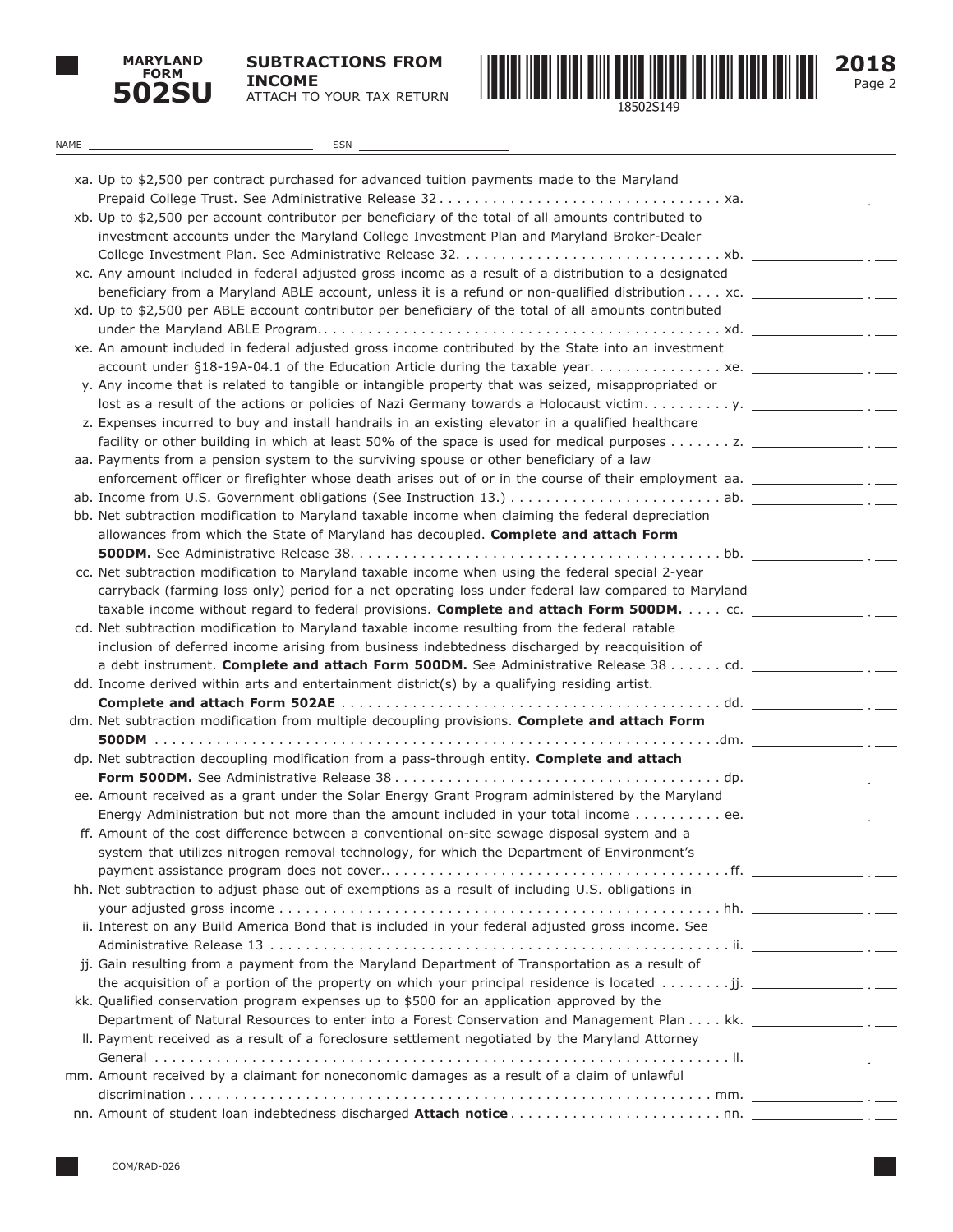**MARYLAND FORM 502SU**

**SUBTRACTIONS FROM INCOME**
ATTACH TO YOUR TAX RETURN

**2018**

NAME ______________________ SSN ______________________

xa. Up to $2,500 per contract purchased for advanced tuition payments made to the Maryland Prepaid College Trust. See Administrative Release 32 . . . . . . . . . . xa. ________ . ___

xb. Up to $2,500 per account contributor per beneficiary of the total of all amounts contributed to investment accounts under the Maryland College Investment Plan and Maryland Broker-Dealer College Investment Plan. See Administrative Release 32. . . . . . . . . . xb. ________ . ___

xc. Any amount included in federal adjusted gross income as a result of a distribution to a designated beneficiary from a Maryland ABLE account, unless it is a refund or non-qualified distribution . . . . xc. ________ . ___

xd. Up to $2,500 per ABLE account contributor per beneficiary of the total of all amounts contributed under the Maryland ABLE Program. . . . . . . . . . xd. ________ . ___

xe. An amount included in federal adjusted gross income contributed by the State into an investment account under §18-19A-04.1 of the Education Article during the taxable year. . . . . . . . . . xe. ________ . ___

y. Any income that is related to tangible or intangible property that was seized, misappropriated or lost as a result of the actions or policies of Nazi Germany towards a Holocaust victim. . . . . . . . . . y. ________ . ___

z. Expenses incurred to buy and install handrails in an existing elevator in a qualified healthcare facility or other building in which at least 50% of the space is used for medical purposes . . . . . . . z. ________ . ___

aa. Payments from a pension system to the surviving spouse or other beneficiary of a law enforcement officer or firefighter whose death arises out of or in the course of their employment aa. ________ . ___

ab. Income from U.S. Government obligations (See Instruction 13.) . . . . . . . . . . ab. ________ . ___

bb. Net subtraction modification to Maryland taxable income when claiming the federal depreciation allowances from which the State of Maryland has decoupled. **Complete and attach Form 500DM.** See Administrative Release 38. . . . . . . . . . bb. ________ . ___

cc. Net subtraction modification to Maryland taxable income when using the federal special 2-year carryback (farming loss only) period for a net operating loss under federal law compared to Maryland taxable income without regard to federal provisions. **Complete and attach Form 500DM.** . . . . cc. ________ . ___

cd. Net subtraction modification to Maryland taxable income resulting from the federal ratable inclusion of deferred income arising from business indebtedness discharged by reacquisition of a debt instrument. **Complete and attach Form 500DM.** See Administrative Release 38 . . . . . . cd. ________ . ___

dd. Income derived within arts and entertainment district(s) by a qualifying residing artist. **Complete and attach Form 502AE** . . . . . . . . . . dd. ________ . ___

dm. Net subtraction modification from multiple decoupling provisions. **Complete and attach Form 500DM** . . . . . . . . . . dm. ________ . ___

dp. Net subtraction decoupling modification from a pass-through entity. **Complete and attach Form 500DM.** See Administrative Release 38 . . . . . . . . . . dp. ________ . ___

ee. Amount received as a grant under the Solar Energy Grant Program administered by the Maryland Energy Administration but not more than the amount included in your total income . . . . . . . . . . ee. ________ . ___

ff. Amount of the cost difference between a conventional on-site sewage disposal system and a system that utilizes nitrogen removal technology, for which the Department of Environment's payment assistance program does not cover.. . . . . . . . . . ff. ________ . ___

hh. Net subtraction to adjust phase out of exemptions as a result of including U.S. obligations in your adjusted gross income . . . . . . . . . . hh. ________ . ___

ii. Interest on any Build America Bond that is included in your federal adjusted gross income. See Administrative Release 13 . . . . . . . . . . ii. ________ . ___

jj. Gain resulting from a payment from the Maryland Department of Transportation as a result of the acquisition of a portion of the property on which your principal residence is located . . . . . . . . jj. ________ . ___

kk. Qualified conservation program expenses up to $500 for an application approved by the Department of Natural Resources to enter into a Forest Conservation and Management Plan . . . . kk. ________ . ___

ll. Payment received as a result of a foreclosure settlement negotiated by the Maryland Attorney General . . . . . . . . . . ll. ________ . ___

mm. Amount received by a claimant for noneconomic damages as a result of a claim of unlawful discrimination . . . . . . . . . . mm. ________ . ___

nn. Amount of student loan indebtedness discharged **Attach notice** . . . . . . . . . . nn. ________ . ___

COM/RAD-026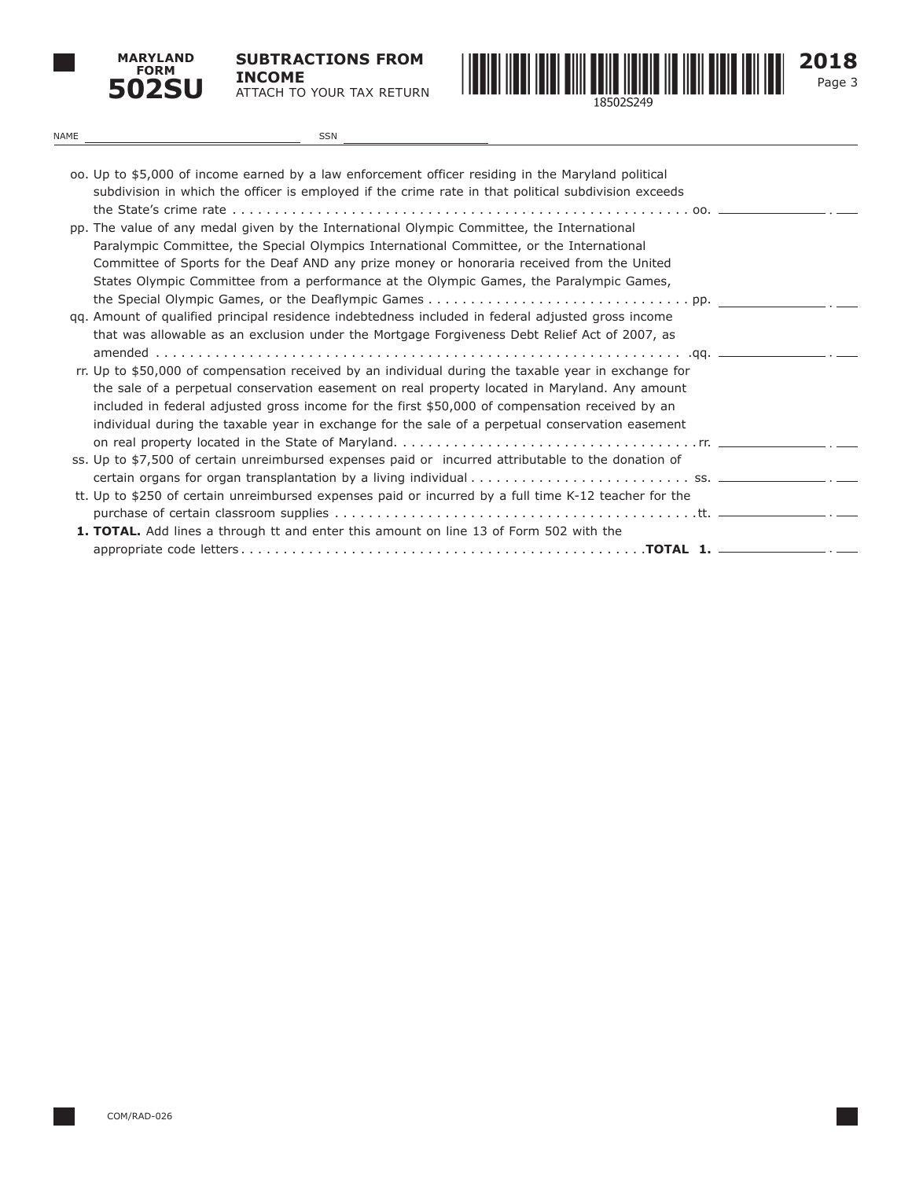**MARYLAND FORM 502SU**

**SUBTRACTIONS FROM INCOME**
ATTACH TO YOUR TAX RETURN

18502S249

**2018**

NAME ______________________ SSN ______________________

oo. Up to $5,000 of income earned by a law enforcement officer residing in the Maryland political subdivision in which the officer is employed if the crime rate in that political subdivision exceeds the State's crime rate . . . . . . . . . . . . . . . . . . . . . . . . . . . . . . . . . . . . . . . . . . . . . . . . . . . . . . oo. ____________ . ___

pp. The value of any medal given by the International Olympic Committee, the International Paralympic Committee, the Special Olympics International Committee, or the International Committee of Sports for the Deaf AND any prize money or honoraria received from the United States Olympic Committee from a performance at the Olympic Games, the Paralympic Games, the Special Olympic Games, or the Deaflympic Games . . . . . . . . . . . . . . . . . . . . . . . . . . . . . . . pp. ____________ . ___

qq. Amount of qualified principal residence indebtedness included in federal adjusted gross income that was allowable as an exclusion under the Mortgage Forgiveness Debt Relief Act of 2007, as amended . . . . . . . . . . . . . . . . . . . . . . . . . . . . . . . . . . . . . . . . . . . . . . . . . . . . . . . . . . . . .qq. ____________ . ___

rr. Up to $50,000 of compensation received by an individual during the taxable year in exchange for the sale of a perpetual conservation easement on real property located in Maryland. Any amount included in federal adjusted gross income for the first $50,000 of compensation received by an individual during the taxable year in exchange for the sale of a perpetual conservation easement on real property located in the State of Maryland. . . . . . . . . . . . . . . . . . . . . . . . . . . . . . . . . . . . . rr. ____________ . ___

ss. Up to $7,500 of certain unreimbursed expenses paid or incurred attributable to the donation of certain organs for organ transplantation by a living individual . . . . . . . . . . . . . . . . . . . . . . . . . . ss. ____________ . ___

tt. Up to $250 of certain unreimbursed expenses paid or incurred by a full time K-12 teacher for the purchase of certain classroom supplies . . . . . . . . . . . . . . . . . . . . . . . . . . . . . . . . . . . . . . . . . . . .tt. ____________ . ___

**1. TOTAL.** Add lines a through tt and enter this amount on line 13 of Form 502 with the appropriate code letters . . . . . . . . . . . . . . . . . . . . . . . . . . . . . . . . . . . . . . . . . . . . . . . .**TOTAL 1.** ____________ . ___

COM/RAD-026